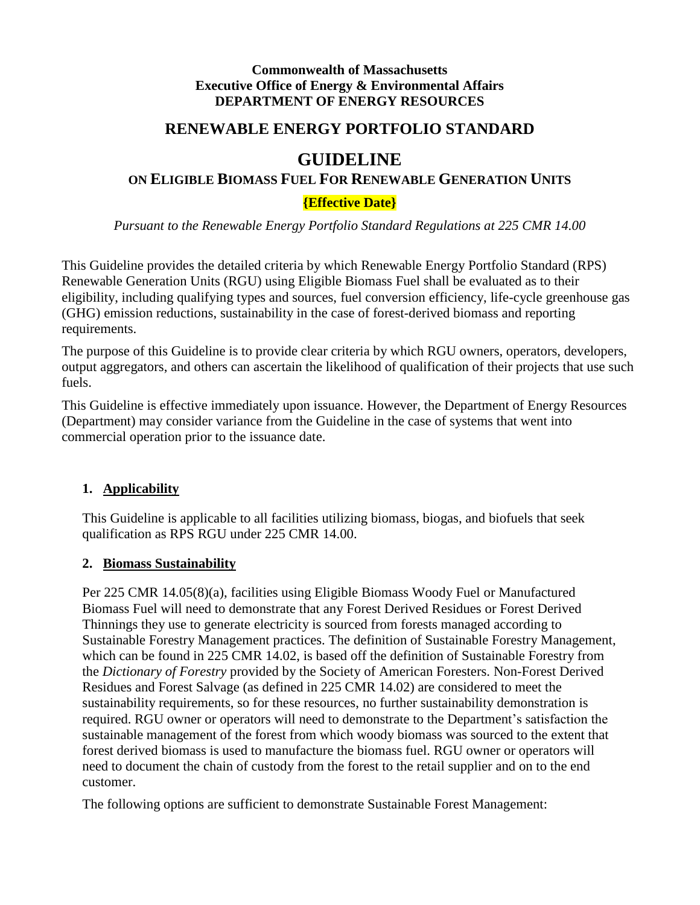**Commonwealth of Massachusetts**
**Executive Office of Energy & Environmental Affairs**
**DEPARTMENT OF ENERGY RESOURCES**

# RENEWABLE ENERGY PORTFOLIO STANDARD

# GUIDELINE

## ON ELIGIBLE BIOMASS FUEL FOR RENEWABLE GENERATION UNITS

**{Effective Date}**

*Pursuant to the Renewable Energy Portfolio Standard Regulations at 225 CMR 14.00*

This Guideline provides the detailed criteria by which Renewable Energy Portfolio Standard (RPS) Renewable Generation Units (RGU) using Eligible Biomass Fuel shall be evaluated as to their eligibility, including qualifying types and sources, fuel conversion efficiency, life-cycle greenhouse gas (GHG) emission reductions, sustainability in the case of forest-derived biomass and reporting requirements.

The purpose of this Guideline is to provide clear criteria by which RGU owners, operators, developers, output aggregators, and others can ascertain the likelihood of qualification of their projects that use such fuels.

This Guideline is effective immediately upon issuance. However, the Department of Energy Resources (Department) may consider variance from the Guideline in the case of systems that went into commercial operation prior to the issuance date.

### 1. Applicability

This Guideline is applicable to all facilities utilizing biomass, biogas, and biofuels that seek qualification as RPS RGU under 225 CMR 14.00.

### 2. Biomass Sustainability

Per 225 CMR 14.05(8)(a), facilities using Eligible Biomass Woody Fuel or Manufactured Biomass Fuel will need to demonstrate that any Forest Derived Residues or Forest Derived Thinnings they use to generate electricity is sourced from forests managed according to Sustainable Forestry Management practices. The definition of Sustainable Forestry Management, which can be found in 225 CMR 14.02, is based off the definition of Sustainable Forestry from the *Dictionary of Forestry* provided by the Society of American Foresters. Non-Forest Derived Residues and Forest Salvage (as defined in 225 CMR 14.02) are considered to meet the sustainability requirements, so for these resources, no further sustainability demonstration is required. RGU owner or operators will need to demonstrate to the Department's satisfaction the sustainable management of the forest from which woody biomass was sourced to the extent that forest derived biomass is used to manufacture the biomass fuel. RGU owner or operators will need to document the chain of custody from the forest to the retail supplier and on to the end customer.

The following options are sufficient to demonstrate Sustainable Forest Management: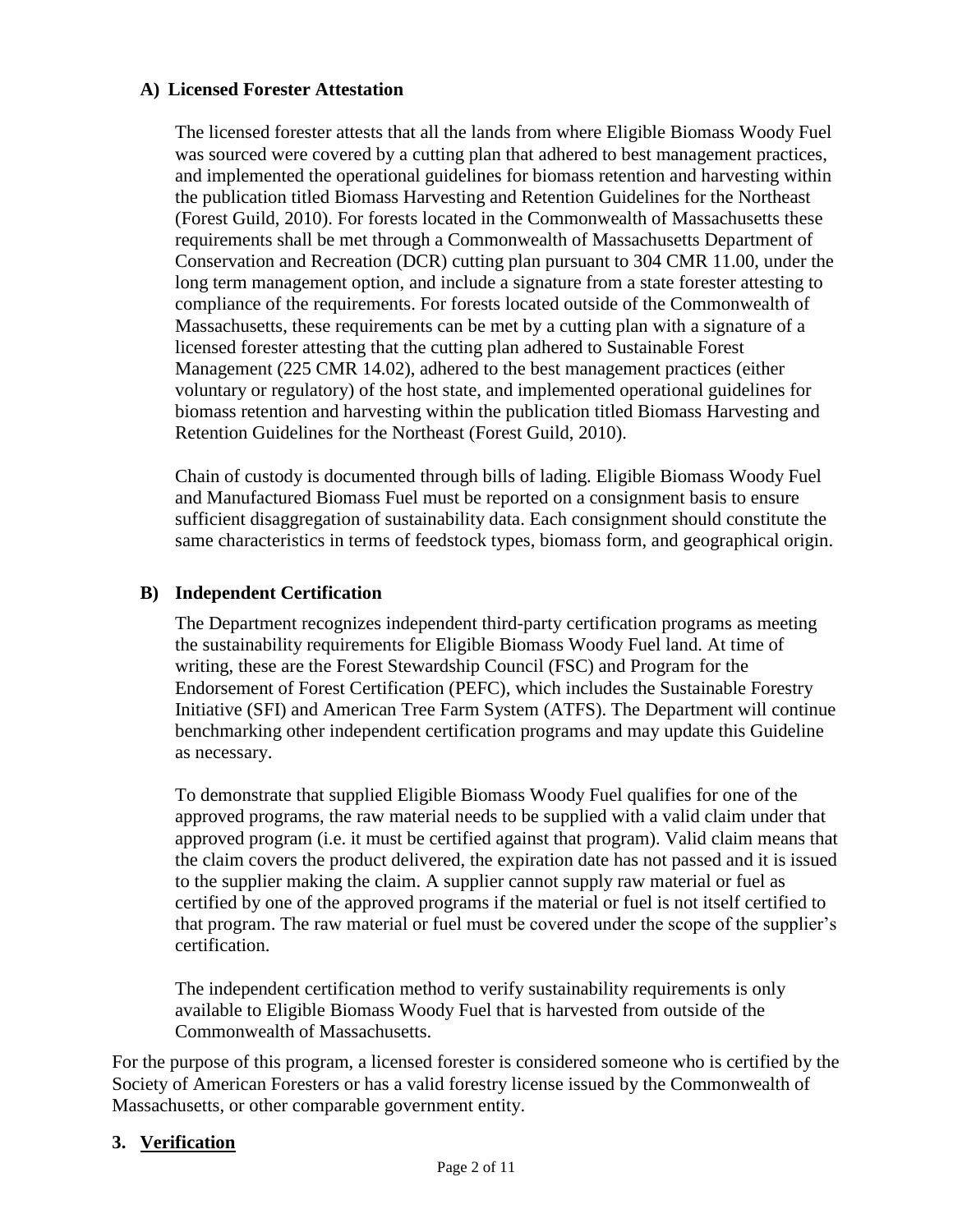### A) Licensed Forester Attestation

The licensed forester attests that all the lands from where Eligible Biomass Woody Fuel was sourced were covered by a cutting plan that adhered to best management practices, and implemented the operational guidelines for biomass retention and harvesting within the publication titled Biomass Harvesting and Retention Guidelines for the Northeast (Forest Guild, 2010). For forests located in the Commonwealth of Massachusetts these requirements shall be met through a Commonwealth of Massachusetts Department of Conservation and Recreation (DCR) cutting plan pursuant to 304 CMR 11.00, under the long term management option, and include a signature from a state forester attesting to compliance of the requirements. For forests located outside of the Commonwealth of Massachusetts, these requirements can be met by a cutting plan with a signature of a licensed forester attesting that the cutting plan adhered to Sustainable Forest Management (225 CMR 14.02), adhered to the best management practices (either voluntary or regulatory) of the host state, and implemented operational guidelines for biomass retention and harvesting within the publication titled Biomass Harvesting and Retention Guidelines for the Northeast (Forest Guild, 2010).

Chain of custody is documented through bills of lading. Eligible Biomass Woody Fuel and Manufactured Biomass Fuel must be reported on a consignment basis to ensure sufficient disaggregation of sustainability data. Each consignment should constitute the same characteristics in terms of feedstock types, biomass form, and geographical origin.

### B) Independent Certification

The Department recognizes independent third-party certification programs as meeting the sustainability requirements for Eligible Biomass Woody Fuel land. At time of writing, these are the Forest Stewardship Council (FSC) and Program for the Endorsement of Forest Certification (PEFC), which includes the Sustainable Forestry Initiative (SFI) and American Tree Farm System (ATFS). The Department will continue benchmarking other independent certification programs and may update this Guideline as necessary.

To demonstrate that supplied Eligible Biomass Woody Fuel qualifies for one of the approved programs, the raw material needs to be supplied with a valid claim under that approved program (i.e. it must be certified against that program). Valid claim means that the claim covers the product delivered, the expiration date has not passed and it is issued to the supplier making the claim. A supplier cannot supply raw material or fuel as certified by one of the approved programs if the material or fuel is not itself certified to that program. The raw material or fuel must be covered under the scope of the supplier's certification.

The independent certification method to verify sustainability requirements is only available to Eligible Biomass Woody Fuel that is harvested from outside of the Commonwealth of Massachusetts.

For the purpose of this program, a licensed forester is considered someone who is certified by the Society of American Foresters or has a valid forestry license issued by the Commonwealth of Massachusetts, or other comparable government entity.

## 3. Verification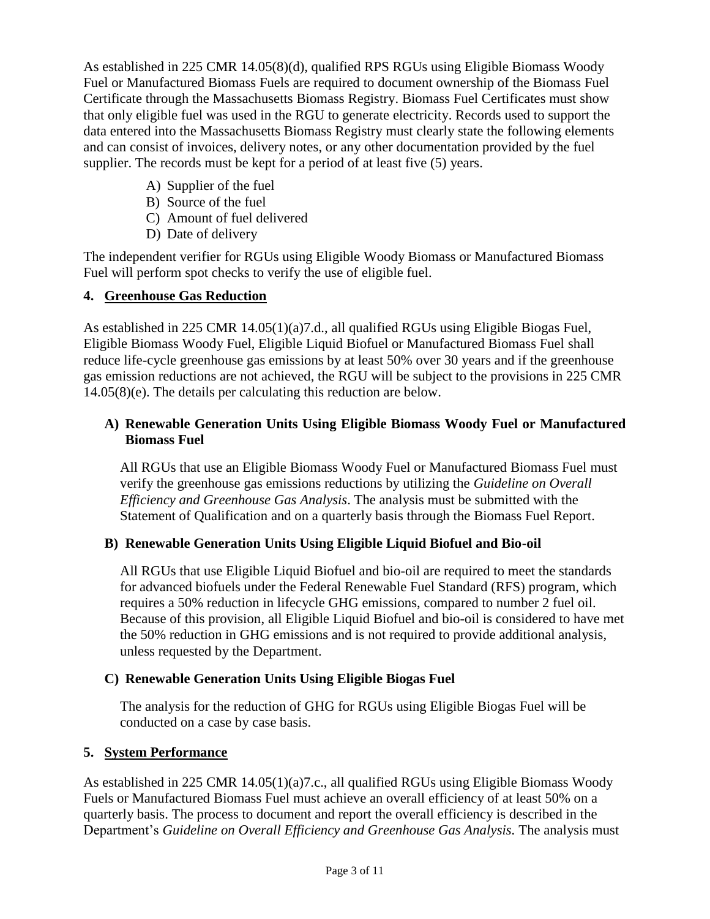As established in 225 CMR 14.05(8)(d), qualified RPS RGUs using Eligible Biomass Woody Fuel or Manufactured Biomass Fuels are required to document ownership of the Biomass Fuel Certificate through the Massachusetts Biomass Registry. Biomass Fuel Certificates must show that only eligible fuel was used in the RGU to generate electricity. Records used to support the data entered into the Massachusetts Biomass Registry must clearly state the following elements and can consist of invoices, delivery notes, or any other documentation provided by the fuel supplier. The records must be kept for a period of at least five (5) years.

A) Supplier of the fuel
B) Source of the fuel
C) Amount of fuel delivered
D) Date of delivery

The independent verifier for RGUs using Eligible Woody Biomass or Manufactured Biomass Fuel will perform spot checks to verify the use of eligible fuel.

## 4. Greenhouse Gas Reduction

As established in 225 CMR 14.05(1)(a)7.d., all qualified RGUs using Eligible Biogas Fuel, Eligible Biomass Woody Fuel, Eligible Liquid Biofuel or Manufactured Biomass Fuel shall reduce life-cycle greenhouse gas emissions by at least 50% over 30 years and if the greenhouse gas emission reductions are not achieved, the RGU will be subject to the provisions in 225 CMR 14.05(8)(e). The details per calculating this reduction are below.

### A) Renewable Generation Units Using Eligible Biomass Woody Fuel or Manufactured Biomass Fuel

All RGUs that use an Eligible Biomass Woody Fuel or Manufactured Biomass Fuel must verify the greenhouse gas emissions reductions by utilizing the *Guideline on Overall Efficiency and Greenhouse Gas Analysis*. The analysis must be submitted with the Statement of Qualification and on a quarterly basis through the Biomass Fuel Report.

### B) Renewable Generation Units Using Eligible Liquid Biofuel and Bio-oil

All RGUs that use Eligible Liquid Biofuel and bio-oil are required to meet the standards for advanced biofuels under the Federal Renewable Fuel Standard (RFS) program, which requires a 50% reduction in lifecycle GHG emissions, compared to number 2 fuel oil. Because of this provision, all Eligible Liquid Biofuel and bio-oil is considered to have met the 50% reduction in GHG emissions and is not required to provide additional analysis, unless requested by the Department.

### C) Renewable Generation Units Using Eligible Biogas Fuel

The analysis for the reduction of GHG for RGUs using Eligible Biogas Fuel will be conducted on a case by case basis.

## 5. System Performance

As established in 225 CMR 14.05(1)(a)7.c., all qualified RGUs using Eligible Biomass Woody Fuels or Manufactured Biomass Fuel must achieve an overall efficiency of at least 50% on a quarterly basis. The process to document and report the overall efficiency is described in the Department's *Guideline on Overall Efficiency and Greenhouse Gas Analysis*. The analysis must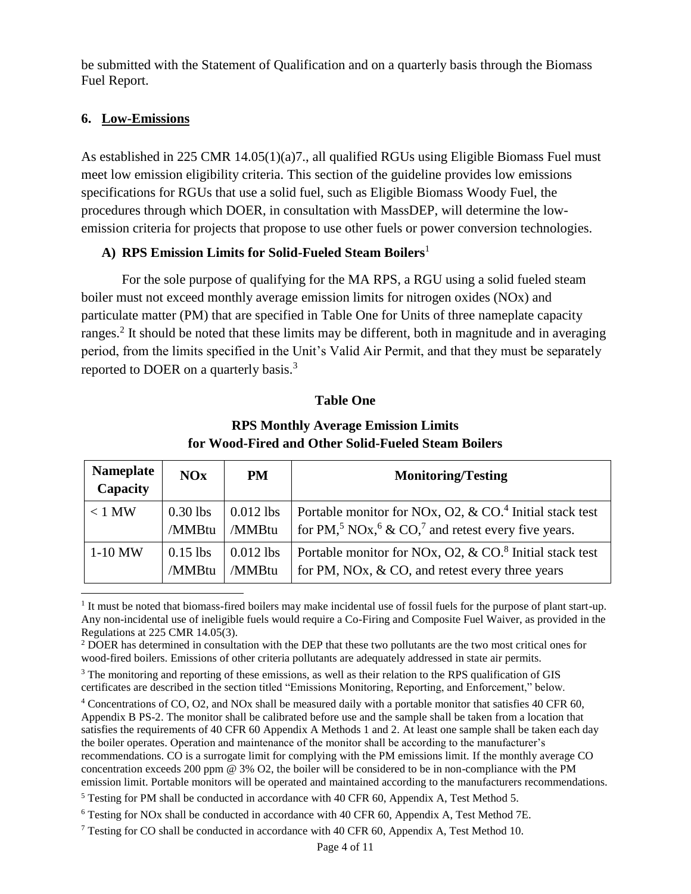be submitted with the Statement of Qualification and on a quarterly basis through the Biomass Fuel Report.

### 6. Low-Emissions

As established in 225 CMR 14.05(1)(a)7., all qualified RGUs using Eligible Biomass Fuel must meet low emission eligibility criteria. This section of the guideline provides low emissions specifications for RGUs that use a solid fuel, such as Eligible Biomass Woody Fuel, the procedures through which DOER, in consultation with MassDEP, will determine the low-emission criteria for projects that propose to use other fuels or power conversion technologies.

#### A) RPS Emission Limits for Solid-Fueled Steam Boilers[1]

For the sole purpose of qualifying for the MA RPS, a RGU using a solid fueled steam boiler must not exceed monthly average emission limits for nitrogen oxides (NOx) and particulate matter (PM) that are specified in Table One for Units of three nameplate capacity ranges.[2] It should be noted that these limits may be different, both in magnitude and in averaging period, from the limits specified in the Unit's Valid Air Permit, and that they must be separately reported to DOER on a quarterly basis.[3]

**Table One**

**RPS Monthly Average Emission Limits for Wood-Fired and Other Solid-Fueled Steam Boilers**

| Nameplate Capacity | NOx | PM | Monitoring/Testing |
|---|---|---|---|
| < 1 MW | 0.30 lbs /MMBtu | 0.012 lbs /MMBtu | Portable monitor for NOx, O2, & CO.[4] Initial stack test for PM,[5] NOx,[6] & CO,[7] and retest every five years. |
| 1-10 MW | 0.15 lbs /MMBtu | 0.012 lbs /MMBtu | Portable monitor for NOx, O2, & CO.[8] Initial stack test for PM, NOx, & CO, and retest every three years |

---

[1] It must be noted that biomass-fired boilers may make incidental use of fossil fuels for the purpose of plant start-up. Any non-incidental use of ineligible fuels would require a Co-Firing and Composite Fuel Waiver, as provided in the Regulations at 225 CMR 14.05(3).

[2] DOER has determined in consultation with the DEP that these two pollutants are the two most critical ones for wood-fired boilers. Emissions of other criteria pollutants are adequately addressed in state air permits.

[3] The monitoring and reporting of these emissions, as well as their relation to the RPS qualification of GIS certificates are described in the section titled "Emissions Monitoring, Reporting, and Enforcement," below.

[4] Concentrations of CO, O2, and NOx shall be measured daily with a portable monitor that satisfies 40 CFR 60, Appendix B PS-2. The monitor shall be calibrated before use and the sample shall be taken from a location that satisfies the requirements of 40 CFR 60 Appendix A Methods 1 and 2. At least one sample shall be taken each day the boiler operates. Operation and maintenance of the monitor shall be according to the manufacturer's recommendations. CO is a surrogate limit for complying with the PM emissions limit. If the monthly average CO concentration exceeds 200 ppm @ 3% O2, the boiler will be considered to be in non-compliance with the PM emission limit. Portable monitors will be operated and maintained according to the manufacturers recommendations.

[5] Testing for PM shall be conducted in accordance with 40 CFR 60, Appendix A, Test Method 5.

[6] Testing for NOx shall be conducted in accordance with 40 CFR 60, Appendix A, Test Method 7E.

[7] Testing for CO shall be conducted in accordance with 40 CFR 60, Appendix A, Test Method 10.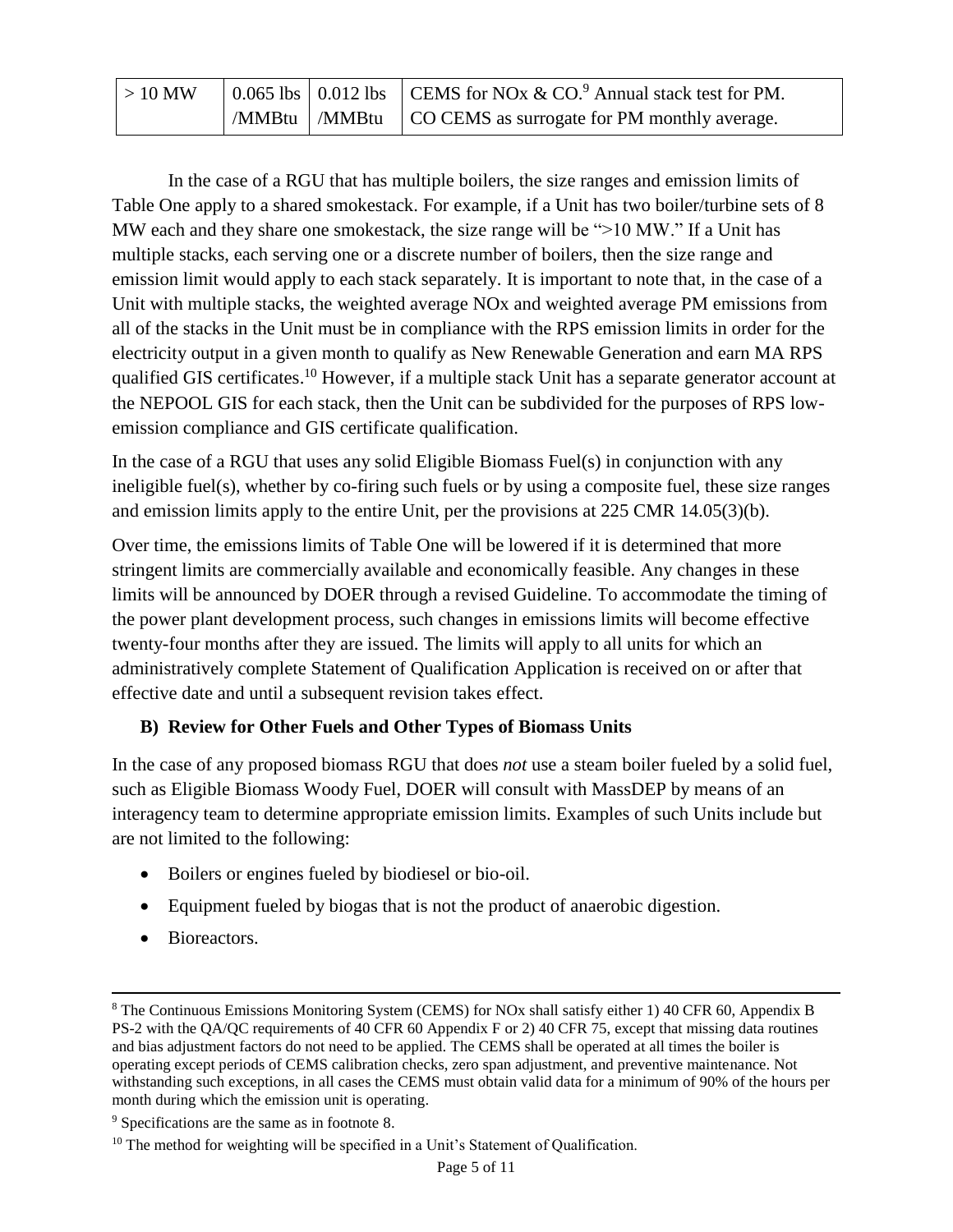| > 10 MW | 0.065 lbs /MMBtu | 0.012 lbs /MMBtu | CEMS for NOx & CO.[9] Annual stack test for PM. CO CEMS as surrogate for PM monthly average. |
|---|---|---|---|

In the case of a RGU that has multiple boilers, the size ranges and emission limits of Table One apply to a shared smokestack. For example, if a Unit has two boiler/turbine sets of 8 MW each and they share one smokestack, the size range will be ">10 MW." If a Unit has multiple stacks, each serving one or a discrete number of boilers, then the size range and emission limit would apply to each stack separately. It is important to note that, in the case of a Unit with multiple stacks, the weighted average NOx and weighted average PM emissions from all of the stacks in the Unit must be in compliance with the RPS emission limits in order for the electricity output in a given month to qualify as New Renewable Generation and earn MA RPS qualified GIS certificates.[10] However, if a multiple stack Unit has a separate generator account at the NEPOOL GIS for each stack, then the Unit can be subdivided for the purposes of RPS low-emission compliance and GIS certificate qualification.

In the case of a RGU that uses any solid Eligible Biomass Fuel(s) in conjunction with any ineligible fuel(s), whether by co-firing such fuels or by using a composite fuel, these size ranges and emission limits apply to the entire Unit, per the provisions at 225 CMR 14.05(3)(b).

Over time, the emissions limits of Table One will be lowered if it is determined that more stringent limits are commercially available and economically feasible. Any changes in these limits will be announced by DOER through a revised Guideline. To accommodate the timing of the power plant development process, such changes in emissions limits will become effective twenty-four months after they are issued. The limits will apply to all units for which an administratively complete Statement of Qualification Application is received on or after that effective date and until a subsequent revision takes effect.

### B) Review for Other Fuels and Other Types of Biomass Units

In the case of any proposed biomass RGU that does *not* use a steam boiler fueled by a solid fuel, such as Eligible Biomass Woody Fuel, DOER will consult with MassDEP by means of an interagency team to determine appropriate emission limits. Examples of such Units include but are not limited to the following:

- Boilers or engines fueled by biodiesel or bio-oil.
- Equipment fueled by biogas that is not the product of anaerobic digestion.
- Bioreactors.

---

[8] The Continuous Emissions Monitoring System (CEMS) for NOx shall satisfy either 1) 40 CFR 60, Appendix B PS-2 with the QA/QC requirements of 40 CFR 60 Appendix F or 2) 40 CFR 75, except that missing data routines and bias adjustment factors do not need to be applied. The CEMS shall be operated at all times the boiler is operating except periods of CEMS calibration checks, zero span adjustment, and preventive maintenance. Not withstanding such exceptions, in all cases the CEMS must obtain valid data for a minimum of 90% of the hours per month during which the emission unit is operating.

[9] Specifications are the same as in footnote 8.

[10] The method for weighting will be specified in a Unit's Statement of Qualification.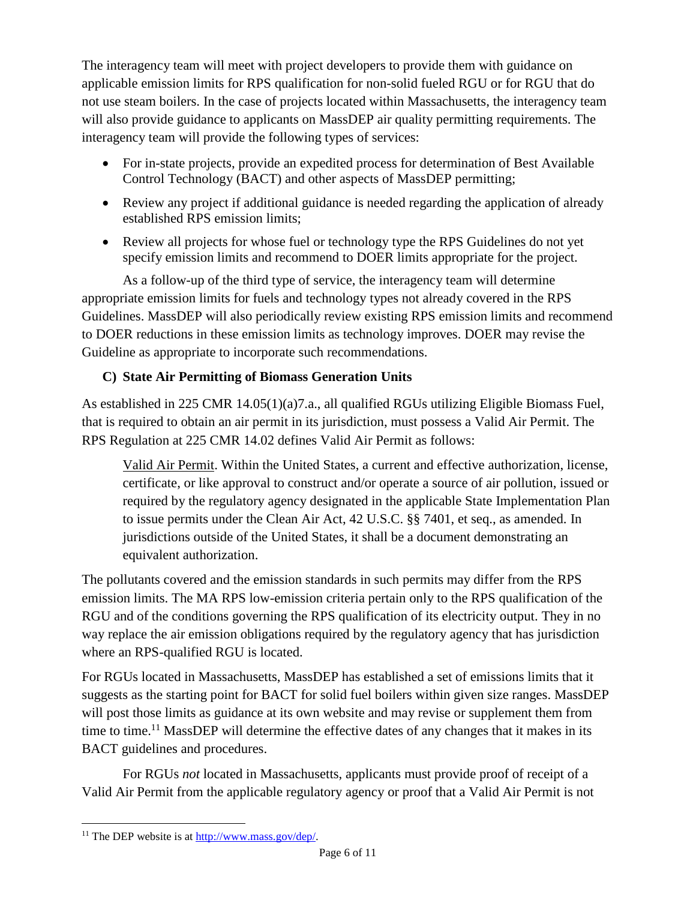The interagency team will meet with project developers to provide them with guidance on applicable emission limits for RPS qualification for non-solid fueled RGU or for RGU that do not use steam boilers. In the case of projects located within Massachusetts, the interagency team will also provide guidance to applicants on MassDEP air quality permitting requirements. The interagency team will provide the following types of services:

- For in-state projects, provide an expedited process for determination of Best Available Control Technology (BACT) and other aspects of MassDEP permitting;
- Review any project if additional guidance is needed regarding the application of already established RPS emission limits;
- Review all projects for whose fuel or technology type the RPS Guidelines do not yet specify emission limits and recommend to DOER limits appropriate for the project.

As a follow-up of the third type of service, the interagency team will determine appropriate emission limits for fuels and technology types not already covered in the RPS Guidelines. MassDEP will also periodically review existing RPS emission limits and recommend to DOER reductions in these emission limits as technology improves. DOER may revise the Guideline as appropriate to incorporate such recommendations.

### C) State Air Permitting of Biomass Generation Units

As established in 225 CMR 14.05(1)(a)7.a., all qualified RGUs utilizing Eligible Biomass Fuel, that is required to obtain an air permit in its jurisdiction, must possess a Valid Air Permit. The RPS Regulation at 225 CMR 14.02 defines Valid Air Permit as follows:

> Valid Air Permit. Within the United States, a current and effective authorization, license, certificate, or like approval to construct and/or operate a source of air pollution, issued or required by the regulatory agency designated in the applicable State Implementation Plan to issue permits under the Clean Air Act, 42 U.S.C. §§ 7401, et seq., as amended. In jurisdictions outside of the United States, it shall be a document demonstrating an equivalent authorization.

The pollutants covered and the emission standards in such permits may differ from the RPS emission limits. The MA RPS low-emission criteria pertain only to the RPS qualification of the RGU and of the conditions governing the RPS qualification of its electricity output. They in no way replace the air emission obligations required by the regulatory agency that has jurisdiction where an RPS-qualified RGU is located.

For RGUs located in Massachusetts, MassDEP has established a set of emissions limits that it suggests as the starting point for BACT for solid fuel boilers within given size ranges. MassDEP will post those limits as guidance at its own website and may revise or supplement them from time to time.[11] MassDEP will determine the effective dates of any changes that it makes in its BACT guidelines and procedures.

For RGUs *not* located in Massachusetts, applicants must provide proof of receipt of a Valid Air Permit from the applicable regulatory agency or proof that a Valid Air Permit is not

[11] The DEP website is at http://www.mass.gov/dep/.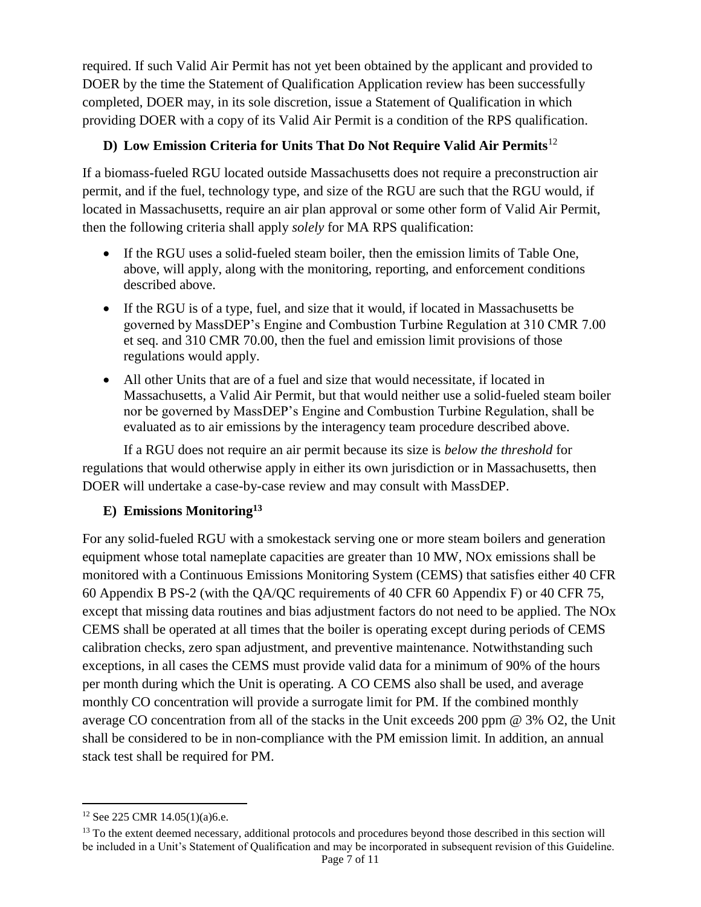required. If such Valid Air Permit has not yet been obtained by the applicant and provided to DOER by the time the Statement of Qualification Application review has been successfully completed, DOER may, in its sole discretion, issue a Statement of Qualification in which providing DOER with a copy of its Valid Air Permit is a condition of the RPS qualification.

### D) Low Emission Criteria for Units That Do Not Require Valid Air Permits[12]

If a biomass-fueled RGU located outside Massachusetts does not require a preconstruction air permit, and if the fuel, technology type, and size of the RGU are such that the RGU would, if located in Massachusetts, require an air plan approval or some other form of Valid Air Permit, then the following criteria shall apply *solely* for MA RPS qualification:

- If the RGU uses a solid-fueled steam boiler, then the emission limits of Table One, above, will apply, along with the monitoring, reporting, and enforcement conditions described above.
- If the RGU is of a type, fuel, and size that it would, if located in Massachusetts be governed by MassDEP's Engine and Combustion Turbine Regulation at 310 CMR 7.00 et seq. and 310 CMR 70.00, then the fuel and emission limit provisions of those regulations would apply.
- All other Units that are of a fuel and size that would necessitate, if located in Massachusetts, a Valid Air Permit, but that would neither use a solid-fueled steam boiler nor be governed by MassDEP's Engine and Combustion Turbine Regulation, shall be evaluated as to air emissions by the interagency team procedure described above.

If a RGU does not require an air permit because its size is *below the threshold* for regulations that would otherwise apply in either its own jurisdiction or in Massachusetts, then DOER will undertake a case-by-case review and may consult with MassDEP.

### E) Emissions Monitoring[13]

For any solid-fueled RGU with a smokestack serving one or more steam boilers and generation equipment whose total nameplate capacities are greater than 10 MW, $NO_x$ emissions shall be monitored with a Continuous Emissions Monitoring System (CEMS) that satisfies either 40 CFR 60 Appendix B PS-2 (with the QA/QC requirements of 40 CFR 60 Appendix F) or 40 CFR 75, except that missing data routines and bias adjustment factors do not need to be applied. The $NO_x$ CEMS shall be operated at all times that the boiler is operating except during periods of CEMS calibration checks, zero span adjustment, and preventive maintenance. Notwithstanding such exceptions, in all cases the CEMS must provide valid data for a minimum of 90% of the hours per month during which the Unit is operating. A CO CEMS also shall be used, and average monthly CO concentration will provide a surrogate limit for PM. If the combined monthly average CO concentration from all of the stacks in the Unit exceeds 200 ppm @ 3% $O_2$, the Unit shall be considered to be in non-compliance with the PM emission limit. In addition, an annual stack test shall be required for PM.

---

[12] See 225 CMR 14.05(1)(a)6.e.

[13] To the extent deemed necessary, additional protocols and procedures beyond those described in this section will be included in a Unit's Statement of Qualification and may be incorporated in subsequent revision of this Guideline.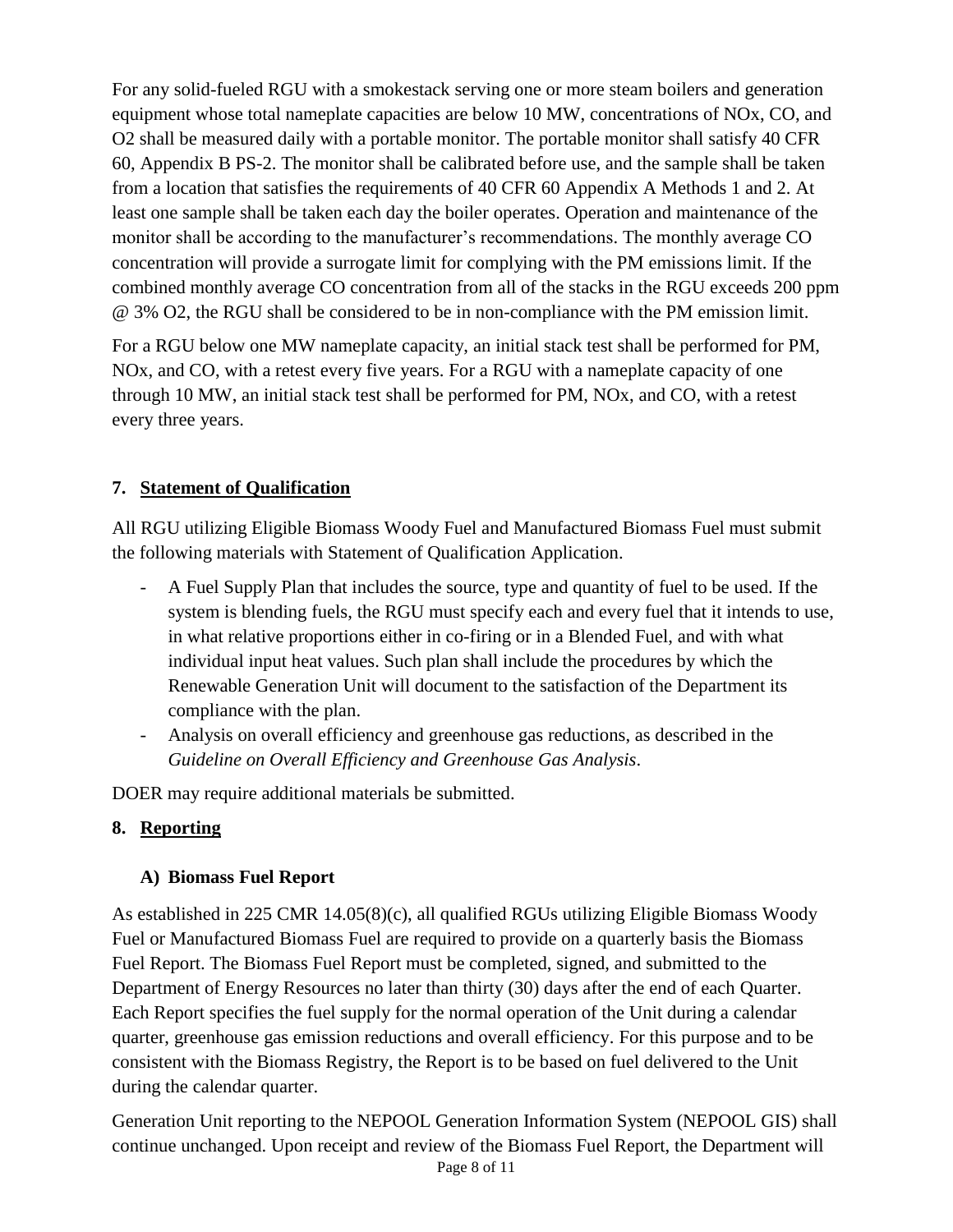For any solid-fueled RGU with a smokestack serving one or more steam boilers and generation equipment whose total nameplate capacities are below 10 MW, concentrations of NOx, CO, and $O_2$ shall be measured daily with a portable monitor. The portable monitor shall satisfy 40 CFR 60, Appendix B PS-2. The monitor shall be calibrated before use, and the sample shall be taken from a location that satisfies the requirements of 40 CFR 60 Appendix A Methods 1 and 2. At least one sample shall be taken each day the boiler operates. Operation and maintenance of the monitor shall be according to the manufacturer's recommendations. The monthly average CO concentration will provide a surrogate limit for complying with the PM emissions limit. If the combined monthly average CO concentration from all of the stacks in the RGU exceeds 200 ppm @ 3% $O_2$, the RGU shall be considered to be in non-compliance with the PM emission limit.

For a RGU below one MW nameplate capacity, an initial stack test shall be performed for PM, NOx, and CO, with a retest every five years. For a RGU with a nameplate capacity of one through 10 MW, an initial stack test shall be performed for PM, NOx, and CO, with a retest every three years.

## 7. Statement of Qualification

All RGU utilizing Eligible Biomass Woody Fuel and Manufactured Biomass Fuel must submit the following materials with Statement of Qualification Application.

- A Fuel Supply Plan that includes the source, type and quantity of fuel to be used. If the system is blending fuels, the RGU must specify each and every fuel that it intends to use, in what relative proportions either in co-firing or in a Blended Fuel, and with what individual input heat values. Such plan shall include the procedures by which the Renewable Generation Unit will document to the satisfaction of the Department its compliance with the plan.
- Analysis on overall efficiency and greenhouse gas reductions, as described in the *Guideline on Overall Efficiency and Greenhouse Gas Analysis*.

DOER may require additional materials be submitted.

## 8. Reporting

### A) Biomass Fuel Report

As established in 225 CMR 14.05(8)(c), all qualified RGUs utilizing Eligible Biomass Woody Fuel or Manufactured Biomass Fuel are required to provide on a quarterly basis the Biomass Fuel Report. The Biomass Fuel Report must be completed, signed, and submitted to the Department of Energy Resources no later than thirty (30) days after the end of each Quarter. Each Report specifies the fuel supply for the normal operation of the Unit during a calendar quarter, greenhouse gas emission reductions and overall efficiency. For this purpose and to be consistent with the Biomass Registry, the Report is to be based on fuel delivered to the Unit during the calendar quarter.

Generation Unit reporting to the NEPOOL Generation Information System (NEPOOL GIS) shall continue unchanged. Upon receipt and review of the Biomass Fuel Report, the Department will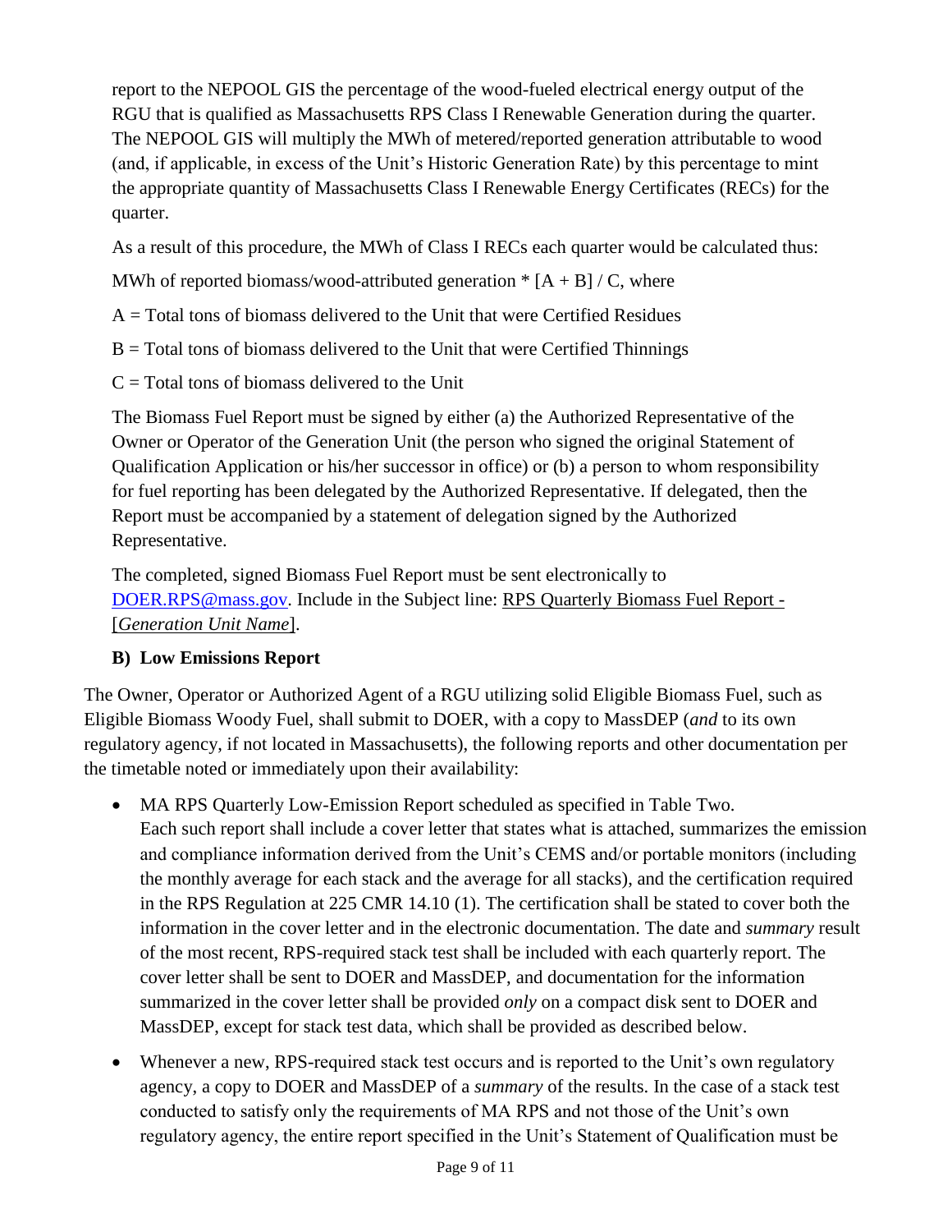report to the NEPOOL GIS the percentage of the wood-fueled electrical energy output of the RGU that is qualified as Massachusetts RPS Class I Renewable Generation during the quarter. The NEPOOL GIS will multiply the MWh of metered/reported generation attributable to wood (and, if applicable, in excess of the Unit's Historic Generation Rate) by this percentage to mint the appropriate quantity of Massachusetts Class I Renewable Energy Certificates (RECs) for the quarter.

As a result of this procedure, the MWh of Class I RECs each quarter would be calculated thus:

MWh of reported biomass/wood-attributed generation $* [A + B] / C$, where

$A$ = Total tons of biomass delivered to the Unit that were Certified Residues

$B$ = Total tons of biomass delivered to the Unit that were Certified Thinnings

$C$ = Total tons of biomass delivered to the Unit

The Biomass Fuel Report must be signed by either (a) the Authorized Representative of the Owner or Operator of the Generation Unit (the person who signed the original Statement of Qualification Application or his/her successor in office) or (b) a person to whom responsibility for fuel reporting has been delegated by the Authorized Representative. If delegated, then the Report must be accompanied by a statement of delegation signed by the Authorized Representative.

The completed, signed Biomass Fuel Report must be sent electronically to DOER.RPS@mass.gov. Include in the Subject line: RPS Quarterly Biomass Fuel Report - [*Generation Unit Name*].

**B) Low Emissions Report**

The Owner, Operator or Authorized Agent of a RGU utilizing solid Eligible Biomass Fuel, such as Eligible Biomass Woody Fuel, shall submit to DOER, with a copy to MassDEP (*and* to its own regulatory agency, if not located in Massachusetts), the following reports and other documentation per the timetable noted or immediately upon their availability:

- MA RPS Quarterly Low-Emission Report scheduled as specified in Table Two.
  Each such report shall include a cover letter that states what is attached, summarizes the emission and compliance information derived from the Unit's CEMS and/or portable monitors (including the monthly average for each stack and the average for all stacks), and the certification required in the RPS Regulation at 225 CMR 14.10 (1). The certification shall be stated to cover both the information in the cover letter and in the electronic documentation. The date and *summary* result of the most recent, RPS-required stack test shall be included with each quarterly report. The cover letter shall be sent to DOER and MassDEP, and documentation for the information summarized in the cover letter shall be provided *only* on a compact disk sent to DOER and MassDEP, except for stack test data, which shall be provided as described below.
- Whenever a new, RPS-required stack test occurs and is reported to the Unit's own regulatory agency, a copy to DOER and MassDEP of a *summary* of the results. In the case of a stack test conducted to satisfy only the requirements of MA RPS and not those of the Unit's own regulatory agency, the entire report specified in the Unit's Statement of Qualification must be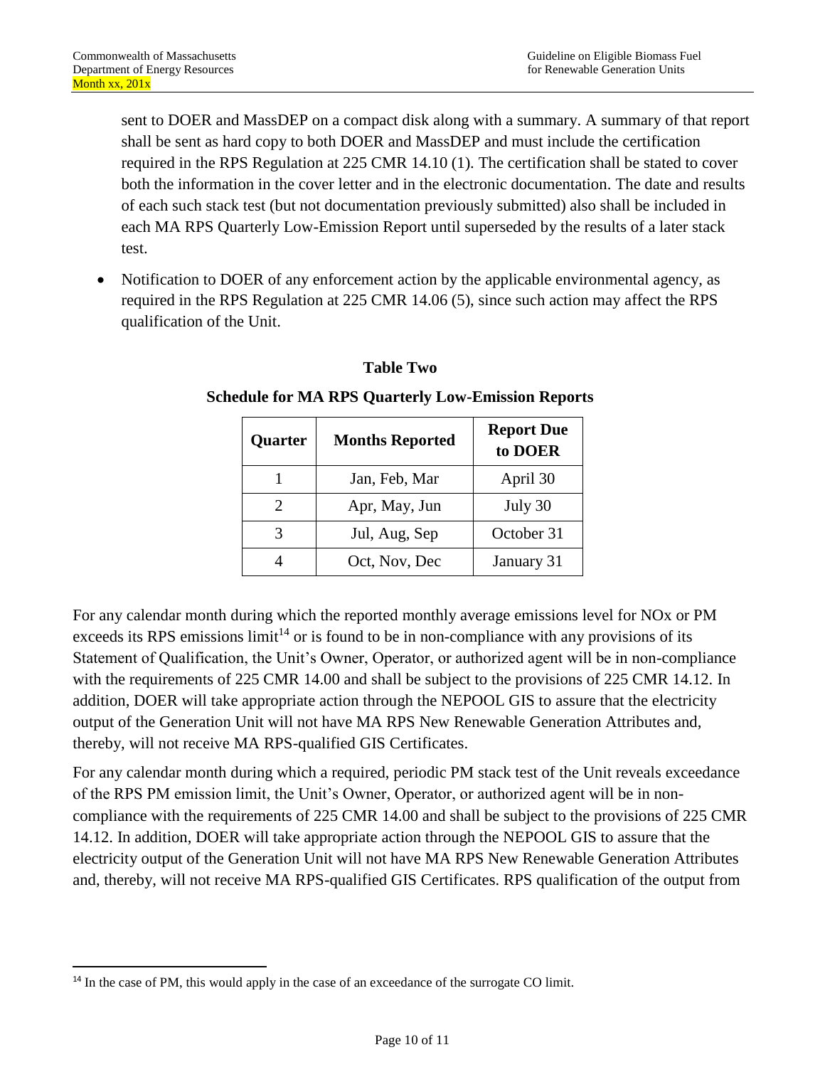sent to DOER and MassDEP on a compact disk along with a summary. A summary of that report shall be sent as hard copy to both DOER and MassDEP and must include the certification required in the RPS Regulation at 225 CMR 14.10 (1). The certification shall be stated to cover both the information in the cover letter and in the electronic documentation. The date and results of each such stack test (but not documentation previously submitted) also shall be included in each MA RPS Quarterly Low-Emission Report until superseded by the results of a later stack test.

- Notification to DOER of any enforcement action by the applicable environmental agency, as required in the RPS Regulation at 225 CMR 14.06 (5), since such action may affect the RPS qualification of the Unit.

**Table Two**

**Schedule for MA RPS Quarterly Low-Emission Reports**

| Quarter | Months Reported | Report Due to DOER |
|---|---|---|
| 1 | Jan, Feb, Mar | April 30 |
| 2 | Apr, May, Jun | July 30 |
| 3 | Jul, Aug, Sep | October 31 |
| 4 | Oct, Nov, Dec | January 31 |

For any calendar month during which the reported monthly average emissions level for NOx or PM exceeds its RPS emissions limit[14] or is found to be in non-compliance with any provisions of its Statement of Qualification, the Unit's Owner, Operator, or authorized agent will be in non-compliance with the requirements of 225 CMR 14.00 and shall be subject to the provisions of 225 CMR 14.12. In addition, DOER will take appropriate action through the NEPOOL GIS to assure that the electricity output of the Generation Unit will not have MA RPS New Renewable Generation Attributes and, thereby, will not receive MA RPS-qualified GIS Certificates.

For any calendar month during which a required, periodic PM stack test of the Unit reveals exceedance of the RPS PM emission limit, the Unit's Owner, Operator, or authorized agent will be in non-compliance with the requirements of 225 CMR 14.00 and shall be subject to the provisions of 225 CMR 14.12. In addition, DOER will take appropriate action through the NEPOOL GIS to assure that the electricity output of the Generation Unit will not have MA RPS New Renewable Generation Attributes and, thereby, will not receive MA RPS-qualified GIS Certificates. RPS qualification of the output from

[14] In the case of PM, this would apply in the case of an exceedance of the surrogate CO limit.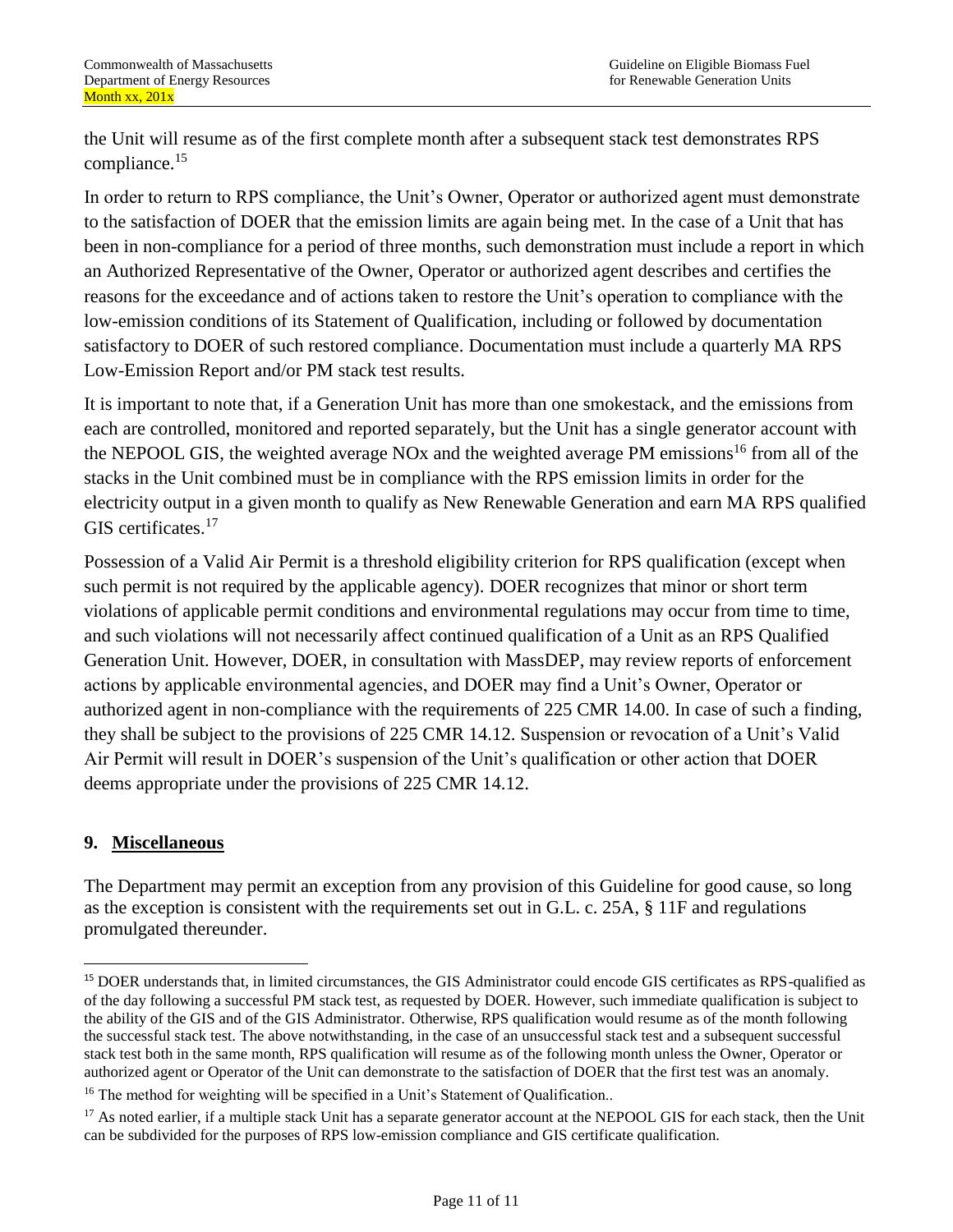the Unit will resume as of the first complete month after a subsequent stack test demonstrates RPS compliance.[15]

In order to return to RPS compliance, the Unit's Owner, Operator or authorized agent must demonstrate to the satisfaction of DOER that the emission limits are again being met. In the case of a Unit that has been in non-compliance for a period of three months, such demonstration must include a report in which an Authorized Representative of the Owner, Operator or authorized agent describes and certifies the reasons for the exceedance and of actions taken to restore the Unit's operation to compliance with the low-emission conditions of its Statement of Qualification, including or followed by documentation satisfactory to DOER of such restored compliance. Documentation must include a quarterly MA RPS Low-Emission Report and/or PM stack test results.

It is important to note that, if a Generation Unit has more than one smokestack, and the emissions from each are controlled, monitored and reported separately, but the Unit has a single generator account with the NEPOOL GIS, the weighted average NOx and the weighted average PM emissions[16] from all of the stacks in the Unit combined must be in compliance with the RPS emission limits in order for the electricity output in a given month to qualify as New Renewable Generation and earn MA RPS qualified GIS certificates.[17]

Possession of a Valid Air Permit is a threshold eligibility criterion for RPS qualification (except when such permit is not required by the applicable agency). DOER recognizes that minor or short term violations of applicable permit conditions and environmental regulations may occur from time to time, and such violations will not necessarily affect continued qualification of a Unit as an RPS Qualified Generation Unit. However, DOER, in consultation with MassDEP, may review reports of enforcement actions by applicable environmental agencies, and DOER may find a Unit's Owner, Operator or authorized agent in non-compliance with the requirements of 225 CMR 14.00. In case of such a finding, they shall be subject to the provisions of 225 CMR 14.12. Suspension or revocation of a Unit's Valid Air Permit will result in DOER's suspension of the Unit's qualification or other action that DOER deems appropriate under the provisions of 225 CMR 14.12.

## 9. Miscellaneous

The Department may permit an exception from any provision of this Guideline for good cause, so long as the exception is consistent with the requirements set out in G.L. c. 25A, § 11F and regulations promulgated thereunder.

---

[15] DOER understands that, in limited circumstances, the GIS Administrator could encode GIS certificates as RPS-qualified as of the day following a successful PM stack test, as requested by DOER. However, such immediate qualification is subject to the ability of the GIS and of the GIS Administrator. Otherwise, RPS qualification would resume as of the month following the successful stack test. The above notwithstanding, in the case of an unsuccessful stack test and a subsequent successful stack test both in the same month, RPS qualification will resume as of the following month unless the Owner, Operator or authorized agent or Operator of the Unit can demonstrate to the satisfaction of DOER that the first test was an anomaly.

[16] The method for weighting will be specified in a Unit's Statement of Qualification..

[17] As noted earlier, if a multiple stack Unit has a separate generator account at the NEPOOL GIS for each stack, then the Unit can be subdivided for the purposes of RPS low-emission compliance and GIS certificate qualification.